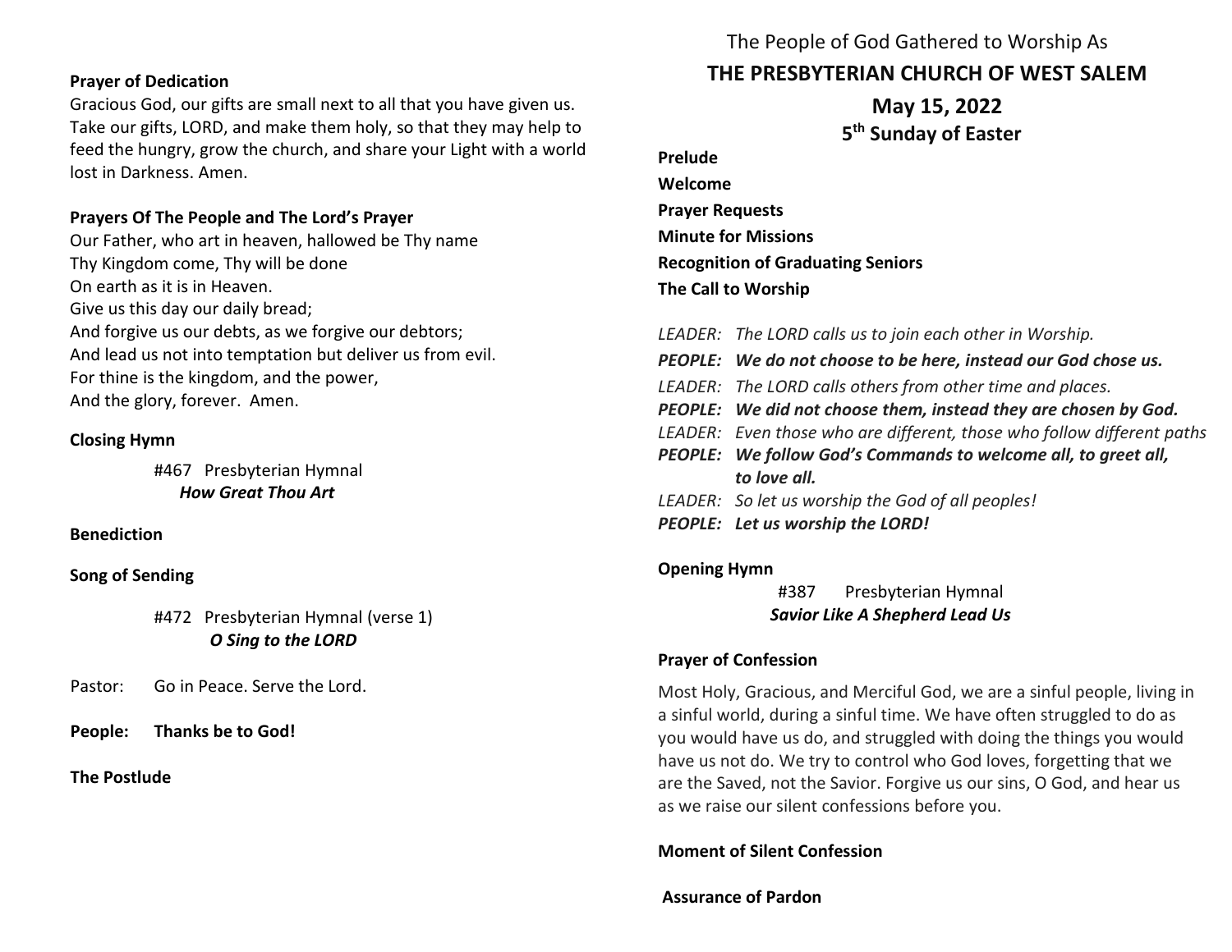**Prayer of Dedication**

Gracious God, our gifts are small next to all that you have given us. Take our gifts, LORD, and make them holy, so that they may help to feed the hungry, grow the church, and share your Light with a world lost in Darkness. Amen.

**Prayers Of The People and The Lord's Prayer**

Our Father, who art in heaven, hallowed be Thy name
Thy Kingdom come, Thy will be done
On earth as it is in Heaven.
Give us this day our daily bread;
And forgive us our debts, as we forgive our debtors;
And lead us not into temptation but deliver us from evil.
For thine is the kingdom, and the power,
And the glory, forever. Amen.

**Closing Hymn**

#467 Presbyterian Hymnal
***How Great Thou Art***

**Benediction**

**Song of Sending**

#472 Presbyterian Hymnal (verse 1)
***O Sing to the LORD***

Pastor: Go in Peace. Serve the Lord.

**People: Thanks be to God!**

**The Postlude**

The People of God Gathered to Worship As

# THE PRESBYTERIAN CHURCH OF WEST SALEM

## May 15, 2022

## 5th Sunday of Easter

**Prelude**

**Welcome**

**Prayer Requests**

**Minute for Missions**

**Recognition of Graduating Seniors**

**The Call to Worship**

*LEADER: The LORD calls us to join each other in Worship.*

***PEOPLE: We do not choose to be here, instead our God chose us.***

*LEADER: The LORD calls others from other time and places.*

***PEOPLE: We did not choose them, instead they are chosen by God.***

*LEADER: Even those who are different, those who follow different paths*

***PEOPLE: We follow God's Commands to welcome all, to greet all, to love all.***

*LEADER: So let us worship the God of all peoples!*

***PEOPLE: Let us worship the LORD!***

**Opening Hymn**

#387 Presbyterian Hymnal
***Savior Like A Shepherd Lead Us***

**Prayer of Confession**

Most Holy, Gracious, and Merciful God, we are a sinful people, living in a sinful world, during a sinful time. We have often struggled to do as you would have us do, and struggled with doing the things you would have us not do. We try to control who God loves, forgetting that we are the Saved, not the Savior. Forgive us our sins, O God, and hear us as we raise our silent confessions before you.

**Moment of Silent Confession**

**Assurance of Pardon**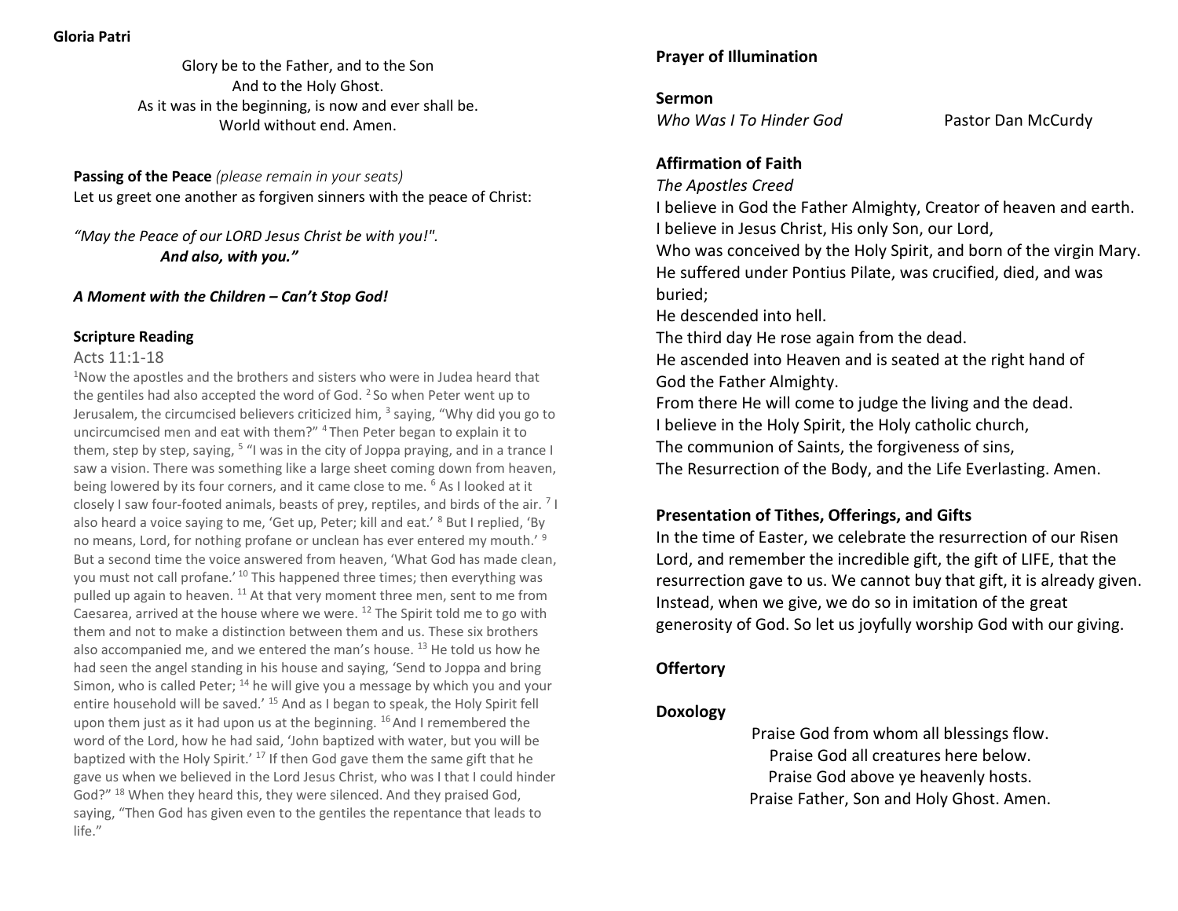**Gloria Patri**

Glory be to the Father, and to the Son
And to the Holy Ghost.
As it was in the beginning, is now and ever shall be.
World without end. Amen.

**Passing of the Peace** *(please remain in your seats)*
Let us greet one another as forgiven sinners with the peace of Christ:

*"May the Peace of our LORD Jesus Christ be with you!".*
***And also, with you."***

***A Moment with the Children – Can't Stop God!***

**Scripture Reading**

Acts 11:1-18

[1]Now the apostles and the brothers and sisters who were in Judea heard that the gentiles had also accepted the word of God. [2] So when Peter went up to Jerusalem, the circumcised believers criticized him, [3] saying, "Why did you go to uncircumcised men and eat with them?" [4] Then Peter began to explain it to them, step by step, saying, [5] "I was in the city of Joppa praying, and in a trance I saw a vision. There was something like a large sheet coming down from heaven, being lowered by its four corners, and it came close to me. [6] As I looked at it closely I saw four-footed animals, beasts of prey, reptiles, and birds of the air. [7] I also heard a voice saying to me, 'Get up, Peter; kill and eat.' [8] But I replied, 'By no means, Lord, for nothing profane or unclean has ever entered my mouth.' [9] But a second time the voice answered from heaven, 'What God has made clean, you must not call profane.' [10] This happened three times; then everything was pulled up again to heaven. [11] At that very moment three men, sent to me from Caesarea, arrived at the house where we were. [12] The Spirit told me to go with them and not to make a distinction between them and us. These six brothers also accompanied me, and we entered the man's house. [13] He told us how he had seen the angel standing in his house and saying, 'Send to Joppa and bring Simon, who is called Peter; [14] he will give you a message by which you and your entire household will be saved.' [15] And as I began to speak, the Holy Spirit fell upon them just as it had upon us at the beginning. [16] And I remembered the word of the Lord, how he had said, 'John baptized with water, but you will be baptized with the Holy Spirit.' [17] If then God gave them the same gift that he gave us when we believed in the Lord Jesus Christ, who was I that I could hinder God?" [18] When they heard this, they were silenced. And they praised God, saying, "Then God has given even to the gentiles the repentance that leads to life."

**Prayer of Illumination**

**Sermon**
*Who Was I To Hinder God* Pastor Dan McCurdy

**Affirmation of Faith**
*The Apostles Creed*
I believe in God the Father Almighty, Creator of heaven and earth.
I believe in Jesus Christ, His only Son, our Lord,
Who was conceived by the Holy Spirit, and born of the virgin Mary.
He suffered under Pontius Pilate, was crucified, died, and was buried;
He descended into hell.
The third day He rose again from the dead.
He ascended into Heaven and is seated at the right hand of
God the Father Almighty.
From there He will come to judge the living and the dead.
I believe in the Holy Spirit, the Holy catholic church,
The communion of Saints, the forgiveness of sins,
The Resurrection of the Body, and the Life Everlasting. Amen.

**Presentation of Tithes, Offerings, and Gifts**
In the time of Easter, we celebrate the resurrection of our Risen Lord, and remember the incredible gift, the gift of LIFE, that the resurrection gave to us. We cannot buy that gift, it is already given. Instead, when we give, we do so in imitation of the great generosity of God. So let us joyfully worship God with our giving.

**Offertory**

**Doxology**

Praise God from whom all blessings flow.
Praise God all creatures here below.
Praise God above ye heavenly hosts.
Praise Father, Son and Holy Ghost. Amen.